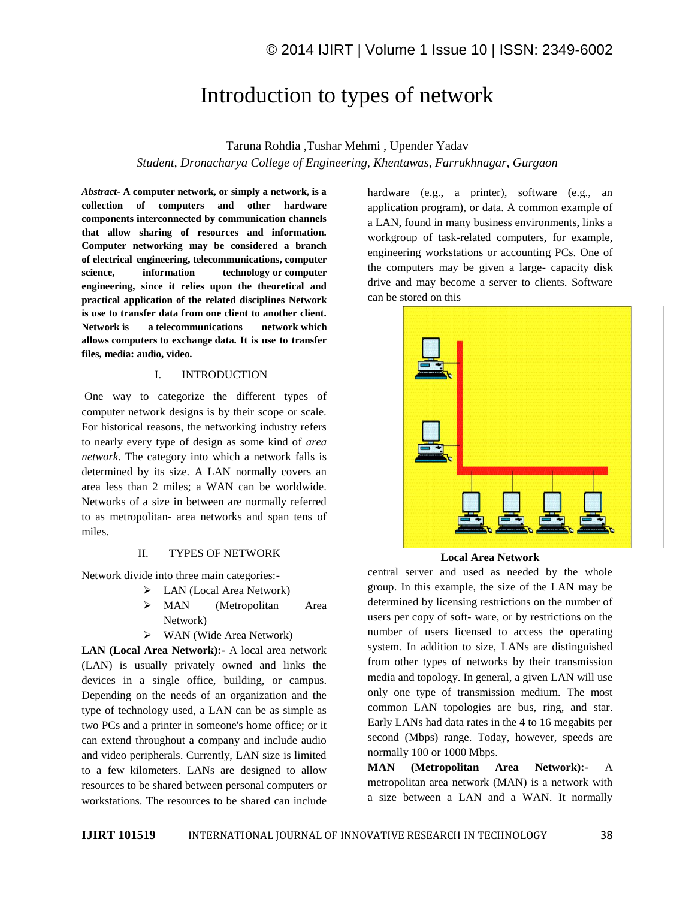# Introduction to types of network

Taruna Rohdia ,Tushar Mehmi , Upender Yadav

*Student, Dronacharya College of Engineering, Khentawas, Farrukhnagar, Gurgaon*

***Abstract*- A computer network, or simply a network, is a collection of computers and other hardware components interconnected by communication channels that allow sharing of resources and information. Computer networking may be considered a branch of electrical engineering, telecommunications, computer science, information technology or computer engineering, since it relies upon the theoretical and practical application of the related disciplines Network is use to transfer data from one client to another client. Network is a telecommunications network which allows computers to exchange data. It is use to transfer files, media: audio, video.**

## I. INTRODUCTION

One way to categorize the different types of computer network designs is by their scope or scale. For historical reasons, the networking industry refers to nearly every type of design as some kind of *area network*. The category into which a network falls is determined by its size. A LAN normally covers an area less than 2 miles; a WAN can be worldwide. Networks of a size in between are normally referred to as metropolitan- area networks and span tens of miles.

## II. TYPES OF NETWORK

Network divide into three main categories:-

- LAN (Local Area Network)
- MAN (Metropolitan Area Network)
- WAN (Wide Area Network)

**LAN (Local Area Network):-** A local area network (LAN) is usually privately owned and links the devices in a single office, building, or campus. Depending on the needs of an organization and the type of technology used, a LAN can be as simple as two PCs and a printer in someone's home office; or it can extend throughout a company and include audio and video peripherals. Currently, LAN size is limited to a few kilometers. LANs are designed to allow resources to be shared between personal computers or workstations. The resources to be shared can include hardware (e.g., a printer), software (e.g., an application program), or data. A common example of a LAN, found in many business environments, links a workgroup of task-related computers, for example, engineering workstations or accounting PCs. One of the computers may be given a large- capacity disk drive and may become a server to clients. Software can be stored on this central server and used as needed by the whole group. In this example, the size of the LAN may be determined by licensing restrictions on the number of users per copy of soft- ware, or by restrictions on the number of users licensed to access the operating system. In addition to size, LANs are distinguished from other types of networks by their transmission media and topology. In general, a given LAN will use only one type of transmission medium. The most common LAN topologies are bus, ring, and star. Early LANs had data rates in the 4 to 16 megabits per second (Mbps) range. Today, however, speeds are normally 100 or 1000 Mbps.

**Local Area Network**

**MAN (Metropolitan Area Network):-** A metropolitan area network (MAN) is a network with a size between a LAN and a WAN. It normally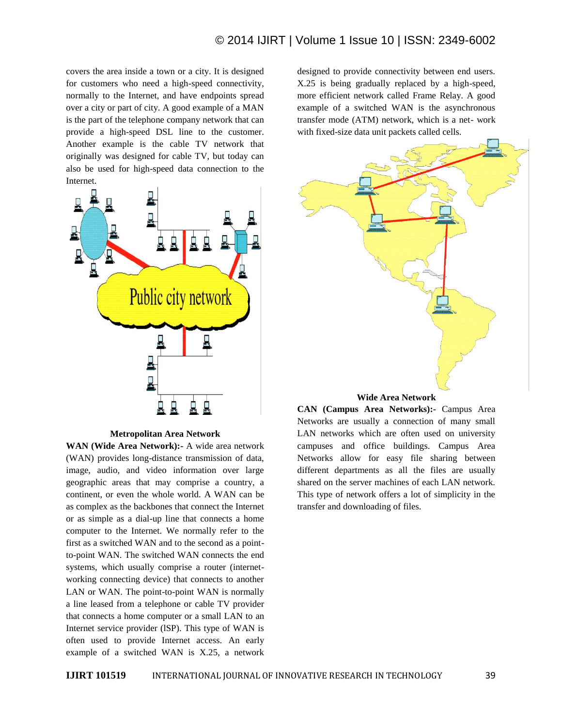covers the area inside a town or a city. It is designed for customers who need a high-speed connectivity, normally to the Internet, and have endpoints spread over a city or part of city. A good example of a MAN is the part of the telephone company network that can provide a high-speed DSL line to the customer. Another example is the cable TV network that originally was designed for cable TV, but today can also be used for high-speed data connection to the Internet.

**Metropolitan Area Network**

**WAN (Wide Area Network):-** A wide area network (WAN) provides long-distance transmission of data, image, audio, and video information over large geographic areas that may comprise a country, a continent, or even the whole world. A WAN can be as complex as the backbones that connect the Internet or as simple as a dial-up line that connects a home computer to the Internet. We normally refer to the first as a switched WAN and to the second as a point-to-point WAN. The switched WAN connects the end systems, which usually comprise a router (internet-working connecting device) that connects to another LAN or WAN. The point-to-point WAN is normally a line leased from a telephone or cable TV provider that connects a home computer or a small LAN to an Internet service provider (ISP). This type of WAN is often used to provide Internet access. An early example of a switched WAN is X.25, a network designed to provide connectivity between end users. X.25 is being gradually replaced by a high-speed, more efficient network called Frame Relay. A good example of a switched WAN is the asynchronous transfer mode (ATM) network, which is a net- work with fixed-size data unit packets called cells.

**Wide Area Network**

**CAN (Campus Area Networks):-** Campus Area Networks are usually a connection of many small LAN networks which are often used on university campuses and office buildings. Campus Area Networks allow for easy file sharing between different departments as all the files are usually shared on the server machines of each LAN network. This type of network offers a lot of simplicity in the transfer and downloading of files.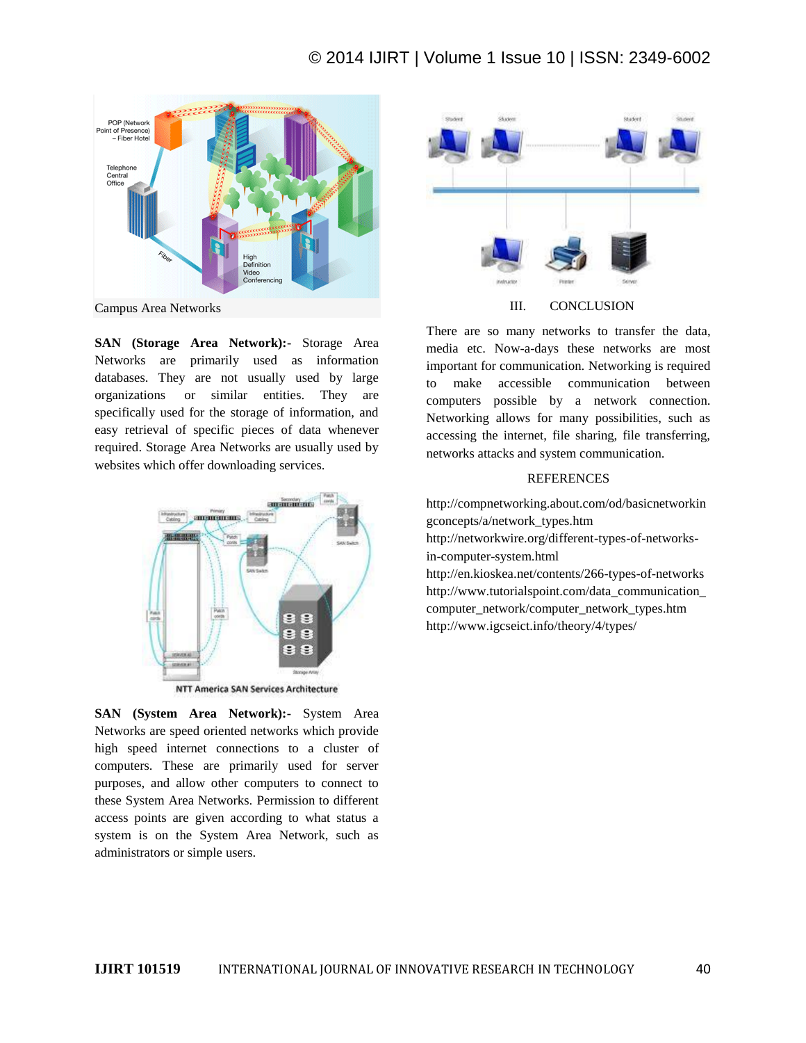Campus Area Networks

**SAN (Storage Area Network):-** Storage Area Networks are primarily used as information databases. They are not usually used by large organizations or similar entities. They are specifically used for the storage of information, and easy retrieval of specific pieces of data whenever required. Storage Area Networks are usually used by websites which offer downloading services.

NTT America SAN Services Architecture

**SAN (System Area Network):-** System Area Networks are speed oriented networks which provide high speed internet connections to a cluster of computers. These are primarily used for server purposes, and allow other computers to connect to these System Area Networks. Permission to different access points are given according to what status a system is on the System Area Network, such as administrators or simple users.

## III. CONCLUSION

There are so many networks to transfer the data, media etc. Now-a-days these networks are most important for communication. Networking is required to make accessible communication between computers possible by a network connection. Networking allows for many possibilities, such as accessing the internet, file sharing, file transferring, networks attacks and system communication.

## REFERENCES

http://compnetworking.about.com/od/basicnetworkingconcepts/a/network_types.htm
http://networkwire.org/different-types-of-networks-in-computer-system.html
http://en.kioskea.net/contents/266-types-of-networks
http://www.tutorialspoint.com/data_communication_computer_network/computer_network_types.htm
http://www.igcseict.info/theory/4/types/